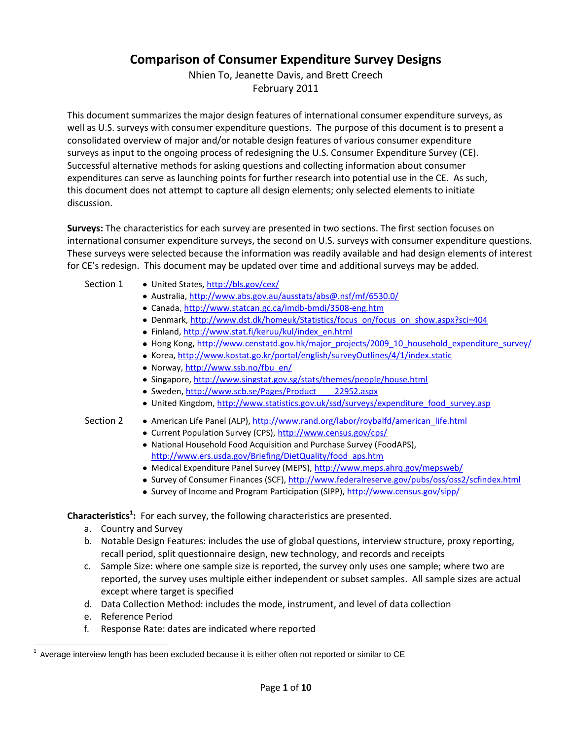# Comparison of Consumer Expenditure Survey Designs

Nhien To, Jeanette Davis, and Brett Creech
February 2011

This document summarizes the major design features of international consumer expenditure surveys, as well as U.S. surveys with consumer expenditure questions. The purpose of this document is to present a consolidated overview of major and/or notable design features of various consumer expenditure surveys as input to the ongoing process of redesigning the U.S. Consumer Expenditure Survey (CE). Successful alternative methods for asking questions and collecting information about consumer expenditures can serve as launching points for further research into potential use in the CE. As such, this document does not attempt to capture all design elements; only selected elements to initiate discussion.

**Surveys:** The characteristics for each survey are presented in two sections. The first section focuses on international consumer expenditure surveys, the second on U.S. surveys with consumer expenditure questions. These surveys were selected because the information was readily available and had design elements of interest for CE's redesign. This document may be updated over time and additional surveys may be added.

Section 1

- United States, http://bls.gov/cex/
- Australia, http://www.abs.gov.au/ausstats/abs@.nsf/mf/6530.0/
- Canada, http://www.statcan.gc.ca/imdb-bmdi/3508-eng.htm
- Denmark, http://www.dst.dk/homeuk/Statistics/focus_on/focus_on_show.aspx?sci=404
- Finland, http://www.stat.fi/keruu/kul/index_en.html
- Hong Kong, http://www.censtatd.gov.hk/major_projects/2009_10_household_expenditure_survey/
- Korea, http://www.kostat.go.kr/portal/english/surveyOutlines/4/1/index.static
- Norway, http://www.ssb.no/fbu_en/
- Singapore, http://www.singstat.gov.sg/stats/themes/people/house.html
- Sweden, http://www.scb.se/Pages/Product____22952.aspx
- United Kingdom, http://www.statistics.gov.uk/ssd/surveys/expenditure_food_survey.asp

Section 2

- American Life Panel (ALP), http://www.rand.org/labor/roybalfd/american_life.html
- Current Population Survey (CPS), http://www.census.gov/cps/
- National Household Food Acquisition and Purchase Survey (FoodAPS), http://www.ers.usda.gov/Briefing/DietQuality/food_aps.htm
- Medical Expenditure Panel Survey (MEPS), http://www.meps.ahrq.gov/mepsweb/
- Survey of Consumer Finances (SCF), http://www.federalreserve.gov/pubs/oss/oss2/scfindex.html
- Survey of Income and Program Participation (SIPP), http://www.census.gov/sipp/

**Characteristics[1]:** For each survey, the following characteristics are presented.

a. Country and Survey
b. Notable Design Features: includes the use of global questions, interview structure, proxy reporting, recall period, split questionnaire design, new technology, and records and receipts
c. Sample Size: where one sample size is reported, the survey only uses one sample; where two are reported, the survey uses multiple either independent or subset samples. All sample sizes are actual except where target is specified
d. Data Collection Method: includes the mode, instrument, and level of data collection
e. Reference Period
f. Response Rate: dates are indicated where reported

[1] Average interview length has been excluded because it is either often not reported or similar to CE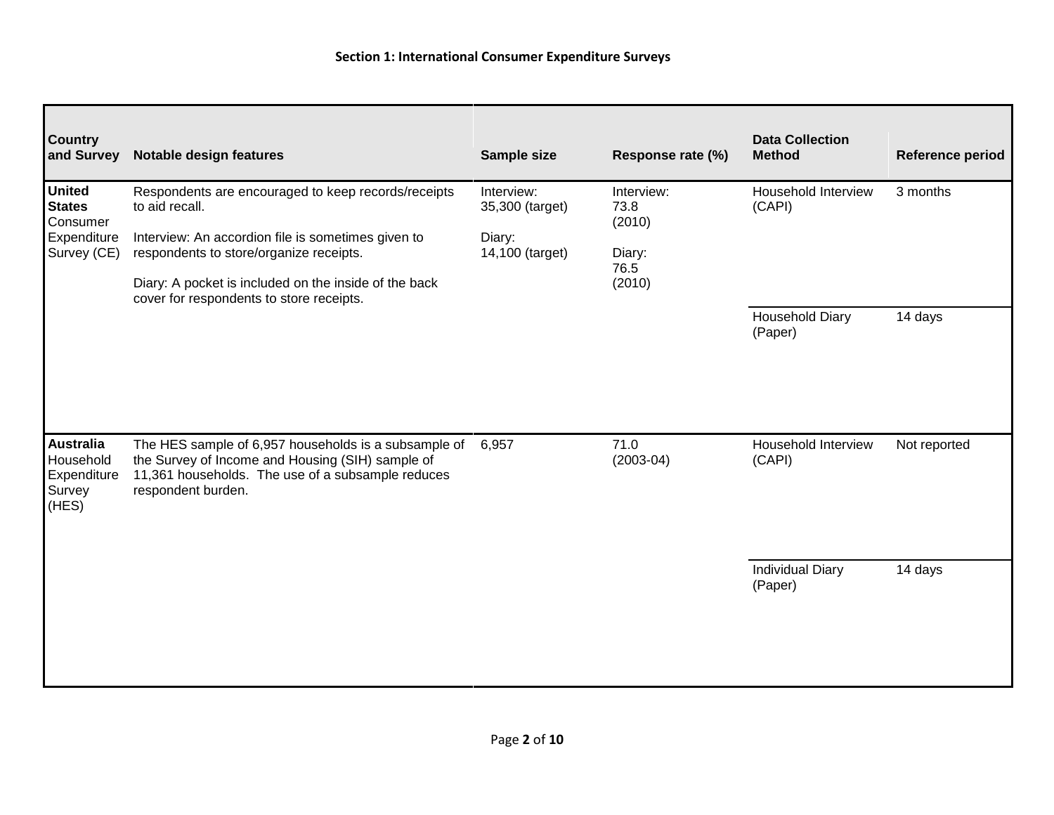## Section 1: International Consumer Expenditure Surveys

| Country and Survey | Notable design features | Sample size | Response rate (%) | Data Collection Method | Reference period |
|---|---|---|---|---|---|
| **United States** Consumer Expenditure Survey (CE) | Respondents are encouraged to keep records/receipts to aid recall.<br><br>Interview: An accordion file is sometimes given to respondents to store/organize receipts.<br><br>Diary: A pocket is included on the inside of the back cover for respondents to store receipts. | Interview: 35,300 (target)<br><br>Diary: 14,100 (target) | Interview: 73.8 (2010)<br><br>Diary: 76.5 (2010) | Household Interview (CAPI) | 3 months |
| | | | | Household Diary (Paper) | 14 days |
| **Australia** Household Expenditure Survey (HES) | The HES sample of 6,957 households is a subsample of the Survey of Income and Housing (SIH) sample of 11,361 households. The use of a subsample reduces respondent burden. | 6,957 | 71.0 (2003-04) | Household Interview (CAPI) | Not reported |
| | | | | Individual Diary (Paper) | 14 days |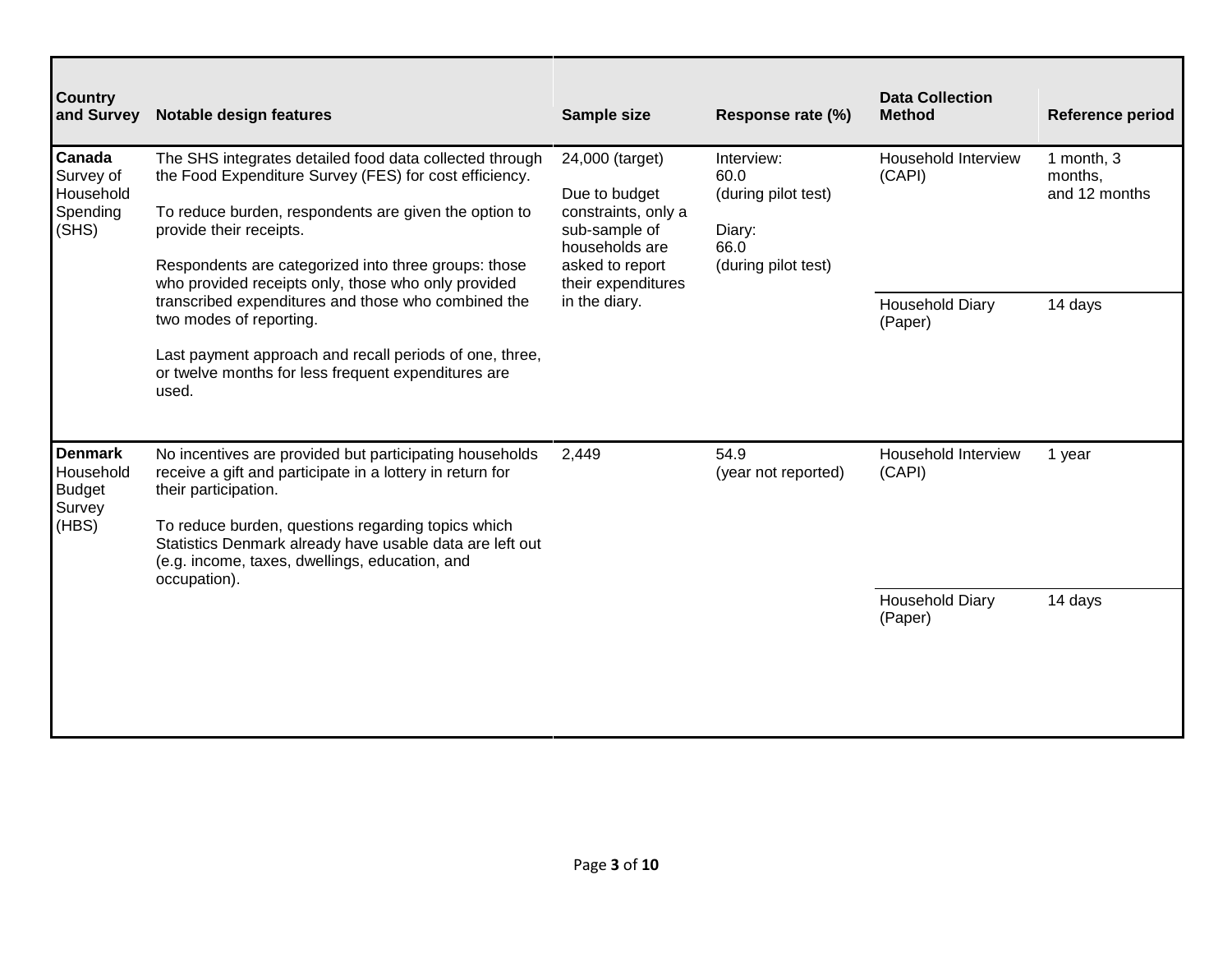| Country and Survey | Notable design features | Sample size | Response rate (%) | Data Collection Method | Reference period |
|---|---|---|---|---|---|
| **Canada** Survey of Household Spending (SHS) | The SHS integrates detailed food data collected through the Food Expenditure Survey (FES) for cost efficiency.<br><br>To reduce burden, respondents are given the option to provide their receipts.<br><br>Respondents are categorized into three groups: those who provided receipts only, those who only provided transcribed expenditures and those who combined the two modes of reporting.<br><br>Last payment approach and recall periods of one, three, or twelve months for less frequent expenditures are used. | 24,000 (target)<br><br>Due to budget constraints, only a sub-sample of households are asked to report their expenditures in the diary. | Interview: 60.0 (during pilot test)<br><br>Diary: 66.0 (during pilot test) | Household Interview (CAPI) | 1 month, 3 months, and 12 months |
| | | | | Household Diary (Paper) | 14 days |
| **Denmark** Household Budget Survey (HBS) | No incentives are provided but participating households receive a gift and participate in a lottery in return for their participation.<br><br>To reduce burden, questions regarding topics which Statistics Denmark already have usable data are left out (e.g. income, taxes, dwellings, education, and occupation). | 2,449 | 54.9 (year not reported) | Household Interview (CAPI) | 1 year |
| | | | | Household Diary (Paper) | 14 days |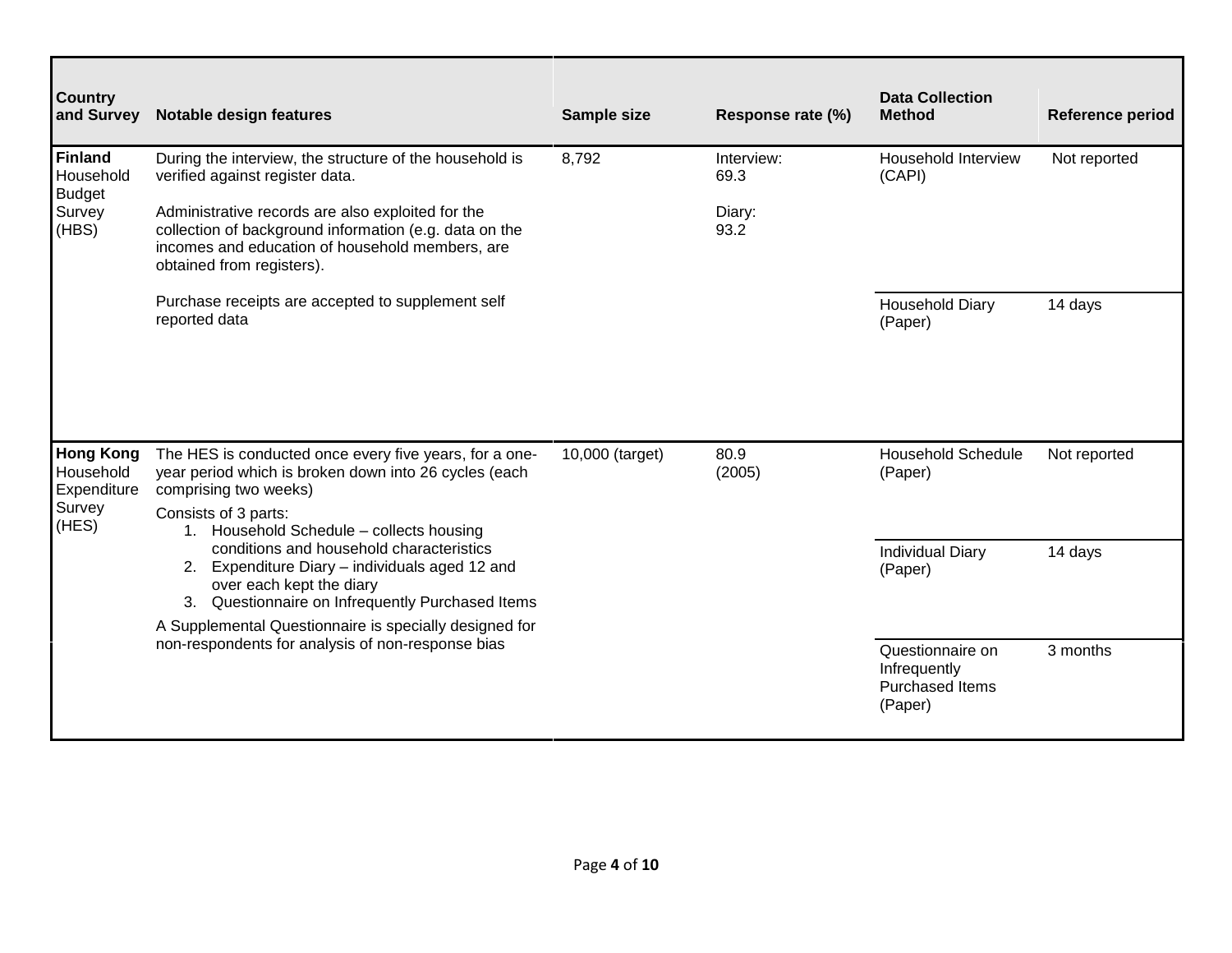| Country and Survey | Notable design features | Sample size | Response rate (%) | Data Collection Method | Reference period |
|---|---|---|---|---|---|
| **Finland** Household Budget Survey (HBS) | During the interview, the structure of the household is verified against register data.<br><br>Administrative records are also exploited for the collection of background information (e.g. data on the incomes and education of household members, are obtained from registers).<br><br>Purchase receipts are accepted to supplement self reported data | 8,792 | Interview: 69.3<br><br>Diary: 93.2 | Household Interview (CAPI) | Not reported |
| | | | | Household Diary (Paper) | 14 days |
| **Hong Kong** Household Expenditure Survey (HES) | The HES is conducted once every five years, for a one-year period which is broken down into 26 cycles (each comprising two weeks)<br><br>Consists of 3 parts:<br>1. Household Schedule – collects housing conditions and household characteristics<br>2. Expenditure Diary – individuals aged 12 and over each kept the diary<br>3. Questionnaire on Infrequently Purchased Items<br><br>A Supplemental Questionnaire is specially designed for non-respondents for analysis of non-response bias | 10,000 (target) | 80.9 (2005) | Household Schedule (Paper) | Not reported |
| | | | | Individual Diary (Paper) | 14 days |
| | | | | Questionnaire on Infrequently Purchased Items (Paper) | 3 months |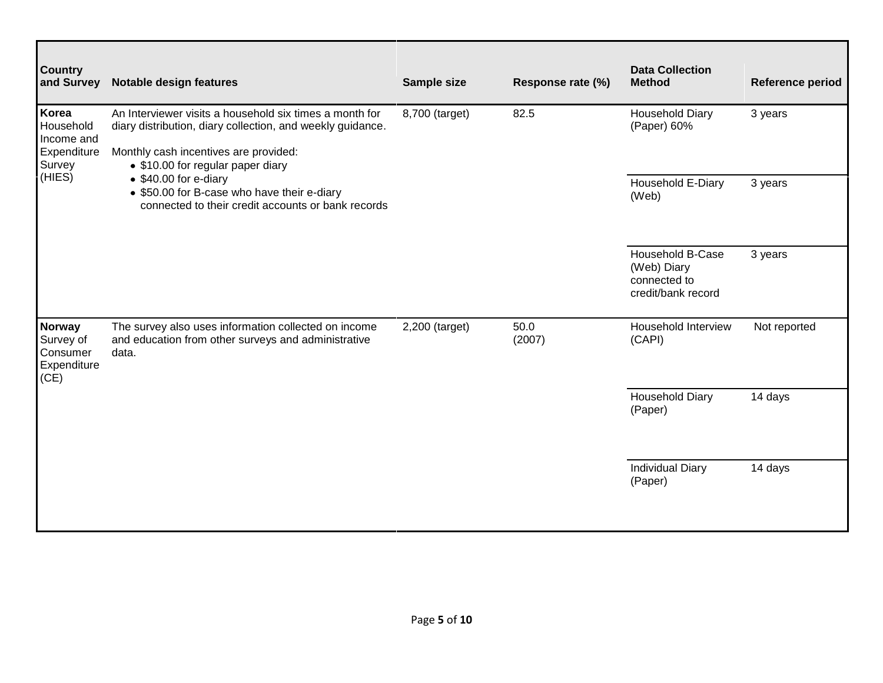| Country and Survey | Notable design features | Sample size | Response rate (%) | Data Collection Method | Reference period |
|---|---|---|---|---|---|
| **Korea** Household Income and Expenditure Survey (HIES) | An Interviewer visits a household six times a month for diary distribution, diary collection, and weekly guidance. Monthly cash incentives are provided: • $10.00 for regular paper diary • $40.00 for e-diary • $50.00 for B-case who have their e-diary connected to their credit accounts or bank records | 8,700 (target) | 82.5 | Household Diary (Paper) 60% | 3 years |
| | | | | Household E-Diary (Web) | 3 years |
| | | | | Household B-Case (Web) Diary connected to credit/bank record | 3 years |
| **Norway** Survey of Consumer Expenditure (CE) | The survey also uses information collected on income and education from other surveys and administrative data. | 2,200 (target) | 50.0 (2007) | Household Interview (CAPI) | Not reported |
| | | | | Household Diary (Paper) | 14 days |
| | | | | Individual Diary (Paper) | 14 days |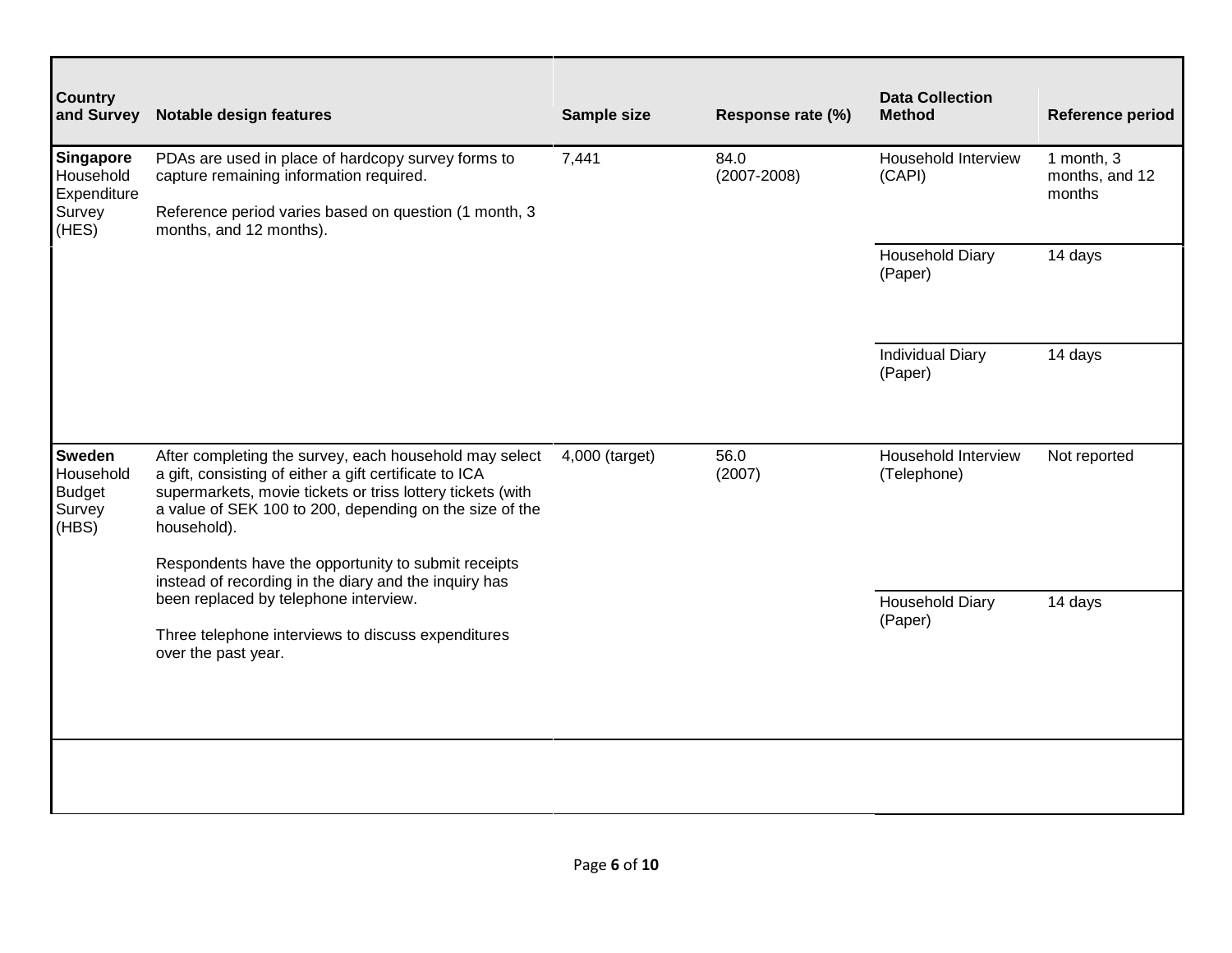| Country and Survey | Notable design features | Sample size | Response rate (%) | Data Collection Method | Reference period |
| --- | --- | --- | --- | --- | --- |
| **Singapore** Household Expenditure Survey (HES) | PDAs are used in place of hardcopy survey forms to capture remaining information required.<br><br>Reference period varies based on question (1 month, 3 months, and 12 months). | 7,441 | 84.0 (2007-2008) | Household Interview (CAPI) | 1 month, 3 months, and 12 months |
| | | | | Household Diary (Paper) | 14 days |
| | | | | Individual Diary (Paper) | 14 days |
| **Sweden** Household Budget Survey (HBS) | After completing the survey, each household may select a gift, consisting of either a gift certificate to ICA supermarkets, movie tickets or triss lottery tickets (with a value of SEK 100 to 200, depending on the size of the household).<br><br>Respondents have the opportunity to submit receipts instead of recording in the diary and the inquiry has been replaced by telephone interview.<br><br>Three telephone interviews to discuss expenditures over the past year. | 4,000 (target) | 56.0 (2007) | Household Interview (Telephone) | Not reported |
| | | | | Household Diary (Paper) | 14 days |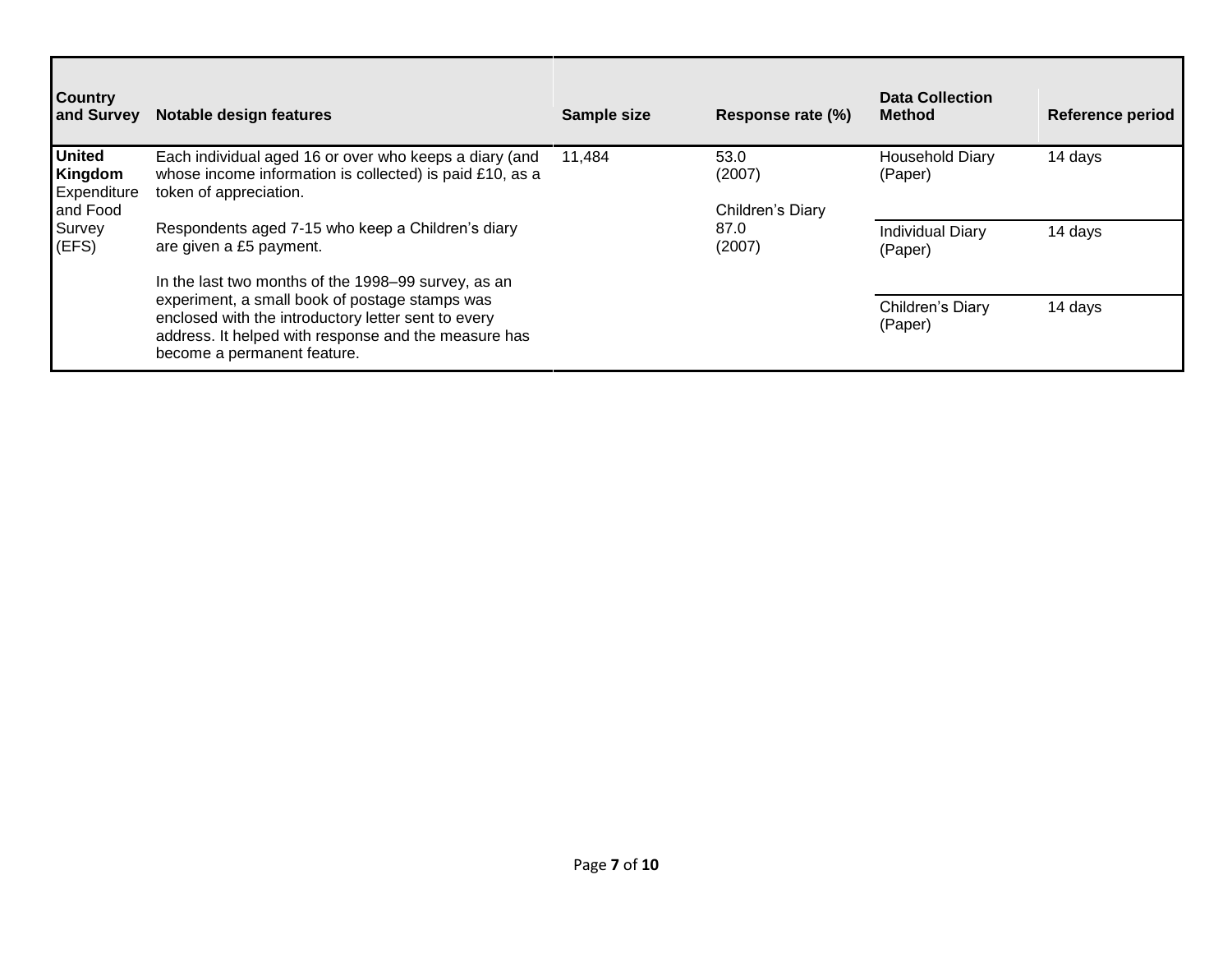| Country and Survey | Notable design features | Sample size | Response rate (%) | Data Collection Method | Reference period |
|---|---|---|---|---|---|
| **United Kingdom** Expenditure and Food Survey (EFS) | Each individual aged 16 or over who keeps a diary (and whose income information is collected) is paid £10, as a token of appreciation.<br><br>Respondents aged 7-15 who keep a Children's diary are given a £5 payment.<br><br>In the last two months of the 1998–99 survey, as an experiment, a small book of postage stamps was enclosed with the introductory letter sent to every address. It helped with response and the measure has become a permanent feature. | 11,484 | 53.0 (2007)<br><br>Children's Diary 87.0 (2007) | Household Diary (Paper) | 14 days |
| | | | | Individual Diary (Paper) | 14 days |
| | | | | Children's Diary (Paper) | 14 days |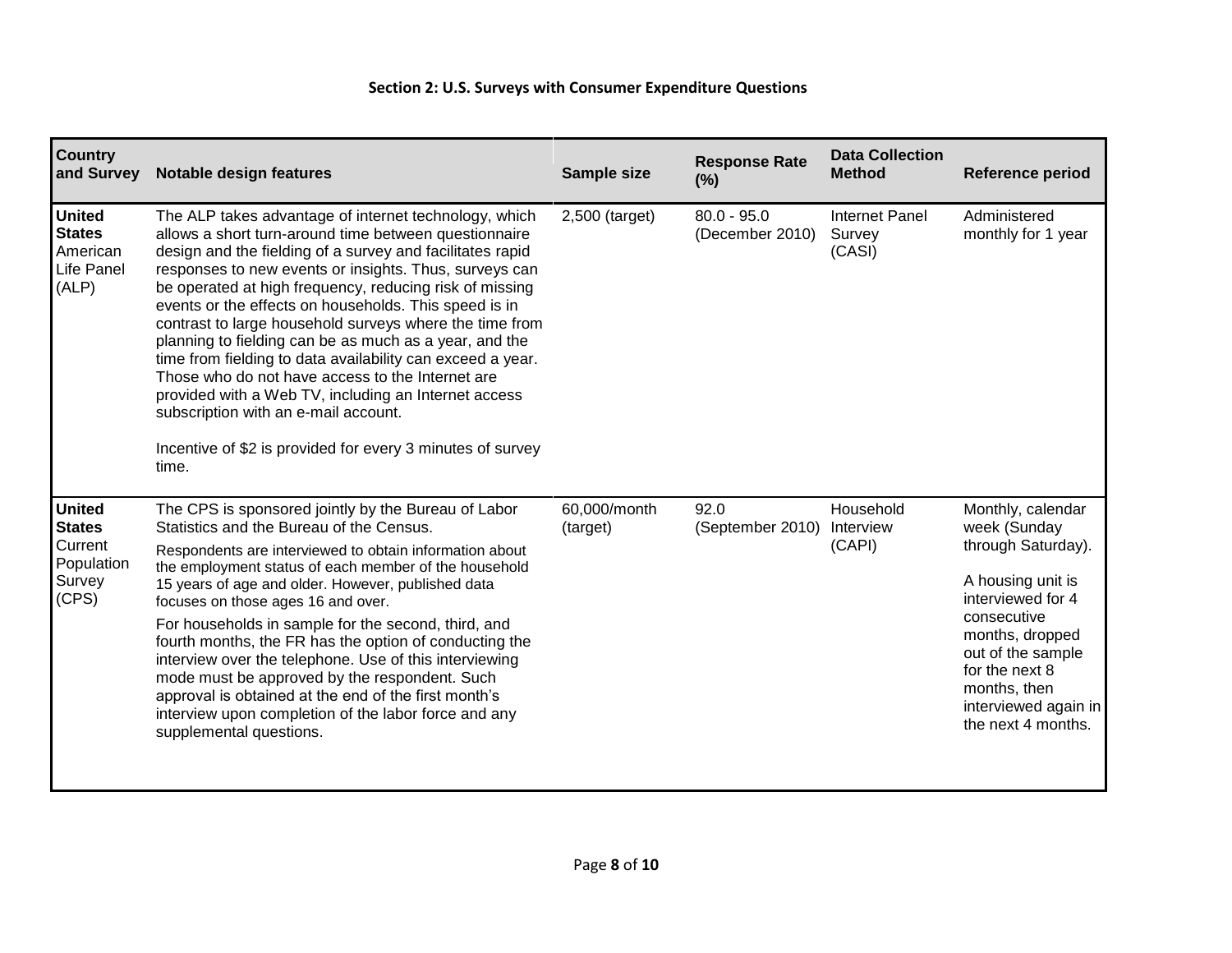### Section 2: U.S. Surveys with Consumer Expenditure Questions

| Country and Survey | Notable design features | Sample size | Response Rate (%) | Data Collection Method | Reference period |
|---|---|---|---|---|---|
| **United States** American Life Panel (ALP) | The ALP takes advantage of internet technology, which allows a short turn-around time between questionnaire design and the fielding of a survey and facilitates rapid responses to new events or insights. Thus, surveys can be operated at high frequency, reducing risk of missing events or the effects on households. This speed is in contrast to large household surveys where the time from planning to fielding can be as much as a year, and the time from fielding to data availability can exceed a year. Those who do not have access to the Internet are provided with a Web TV, including an Internet access subscription with an e-mail account.<br><br>Incentive of $2 is provided for every 3 minutes of survey time. | 2,500 (target) | 80.0 - 95.0 (December 2010) | Internet Panel Survey (CASI) | Administered monthly for 1 year |
| **United States** Current Population Survey (CPS) | The CPS is sponsored jointly by the Bureau of Labor Statistics and the Bureau of the Census.<br><br>Respondents are interviewed to obtain information about the employment status of each member of the household 15 years of age and older. However, published data focuses on those ages 16 and over.<br><br>For households in sample for the second, third, and fourth months, the FR has the option of conducting the interview over the telephone. Use of this interviewing mode must be approved by the respondent. Such approval is obtained at the end of the first month's interview upon completion of the labor force and any supplemental questions. | 60,000/month (target) | 92.0 (September 2010) | Household Interview (CAPI) | Monthly, calendar week (Sunday through Saturday).<br><br>A housing unit is interviewed for 4 consecutive months, dropped out of the sample for the next 8 months, then interviewed again in the next 4 months. |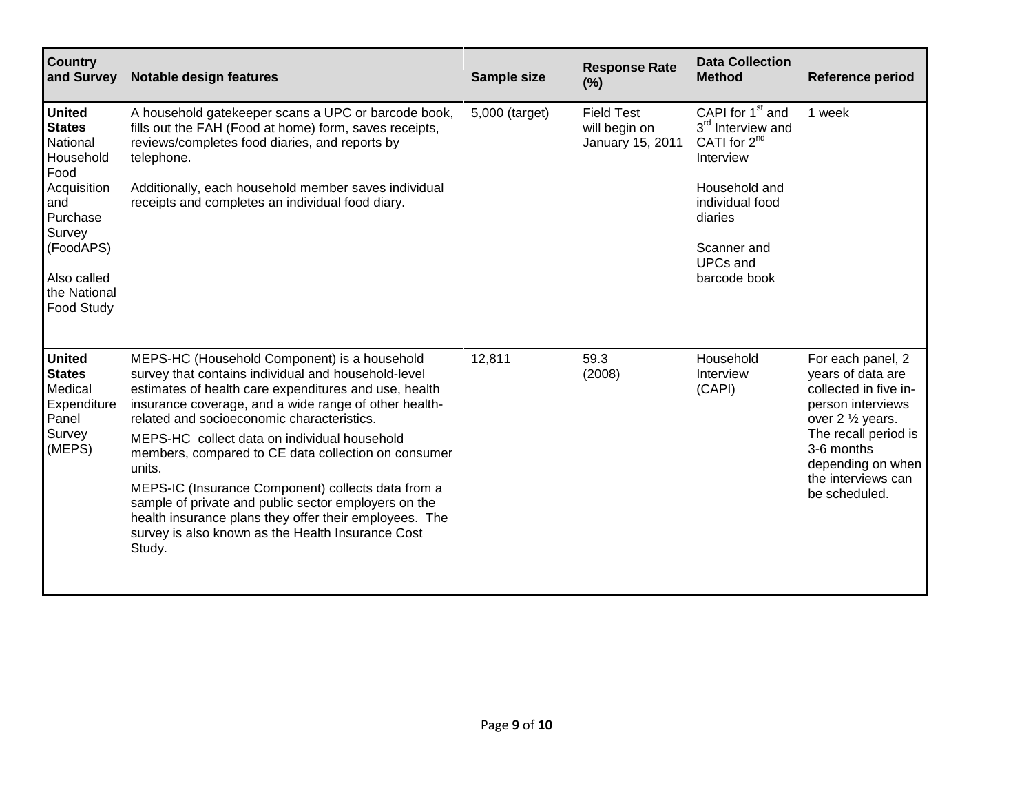| Country and Survey | Notable design features | Sample size | Response Rate (%) | Data Collection Method | Reference period |
|---|---|---|---|---|---|
| **United States** National Household Food Acquisition and Purchase Survey (FoodAPS) <br><br> Also called the National Food Study | A household gatekeeper scans a UPC or barcode book, fills out the FAH (Food at home) form, saves receipts, reviews/completes food diaries, and reports by telephone. <br><br> Additionally, each household member saves individual receipts and completes an individual food diary. | 5,000 (target) | Field Test will begin on January 15, 2011 | CAPI for 1st and 3rd Interview and CATI for 2nd Interview <br><br> Household and individual food diaries <br><br> Scanner and UPCs and barcode book | 1 week |
| **United States** Medical Expenditure Panel Survey (MEPS) | MEPS-HC (Household Component) is a household survey that contains individual and household-level estimates of health care expenditures and use, health insurance coverage, and a wide range of other health-related and socioeconomic characteristics. <br><br> MEPS-HC collect data on individual household members, compared to CE data collection on consumer units. <br><br> MEPS-IC (Insurance Component) collects data from a sample of private and public sector employers on the health insurance plans they offer their employees. The survey is also known as the Health Insurance Cost Study. | 12,811 | 59.3 (2008) | Household Interview (CAPI) | For each panel, 2 years of data are collected in five in-person interviews over 2 ½ years. The recall period is 3-6 months depending on when the interviews can be scheduled. |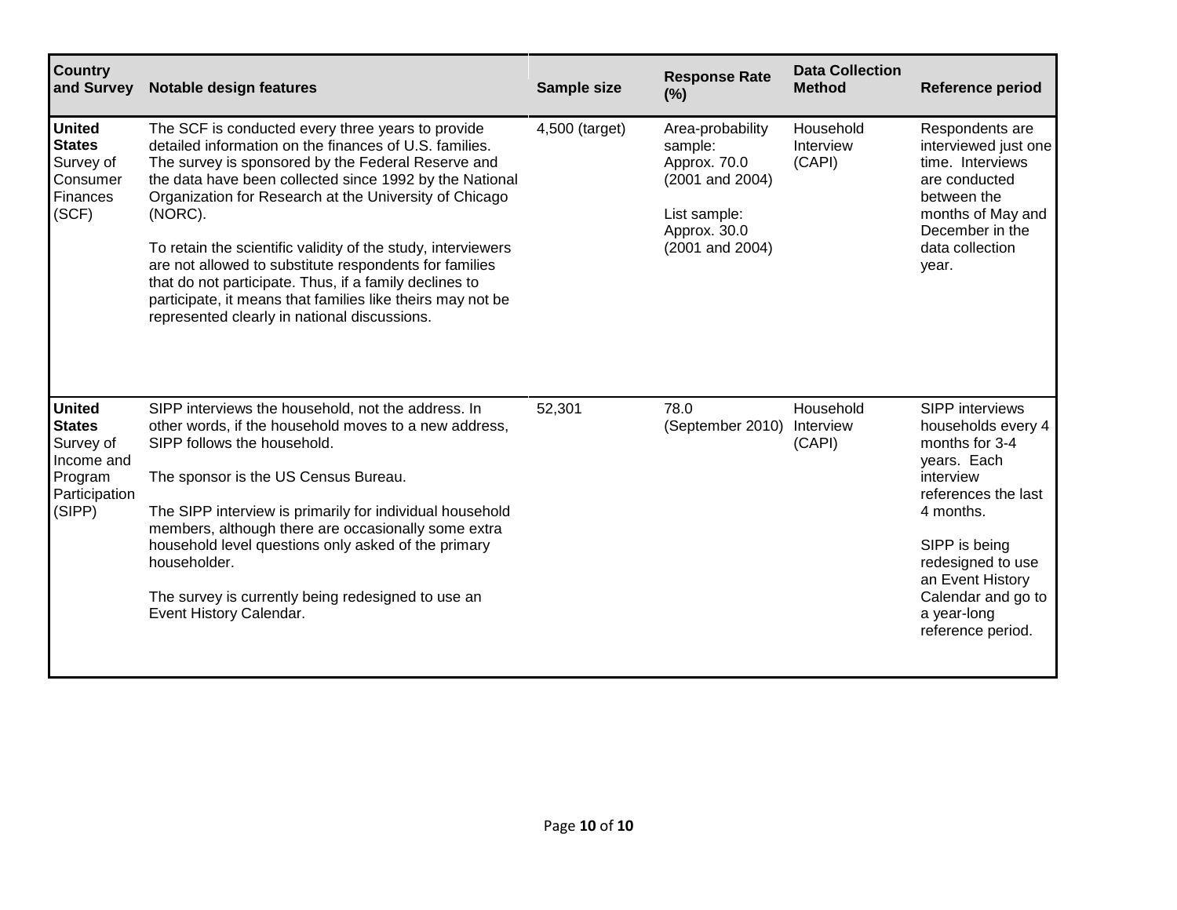| Country and Survey | Notable design features | Sample size | Response Rate (%) | Data Collection Method | Reference period |
|---|---|---|---|---|---|
| **United States** Survey of Consumer Finances (SCF) | The SCF is conducted every three years to provide detailed information on the finances of U.S. families. The survey is sponsored by the Federal Reserve and the data have been collected since 1992 by the National Organization for Research at the University of Chicago (NORC).<br><br>To retain the scientific validity of the study, interviewers are not allowed to substitute respondents for families that do not participate. Thus, if a family declines to participate, it means that families like theirs may not be represented clearly in national discussions. | 4,500 (target) | Area-probability sample: Approx. 70.0 (2001 and 2004)<br><br>List sample: Approx. 30.0 (2001 and 2004) | Household Interview (CAPI) | Respondents are interviewed just one time. Interviews are conducted between the months of May and December in the data collection year. |
| **United States** Survey of Income and Program Participation (SIPP) | SIPP interviews the household, not the address. In other words, if the household moves to a new address, SIPP follows the household.<br><br>The sponsor is the US Census Bureau.<br><br>The SIPP interview is primarily for individual household members, although there are occasionally some extra household level questions only asked of the primary householder.<br><br>The survey is currently being redesigned to use an Event History Calendar. | 52,301 | 78.0 (September 2010) | Household Interview (CAPI) | SIPP interviews households every 4 months for 3-4 years. Each interview references the last 4 months.<br><br>SIPP is being redesigned to use an Event History Calendar and go to a year-long reference period. |